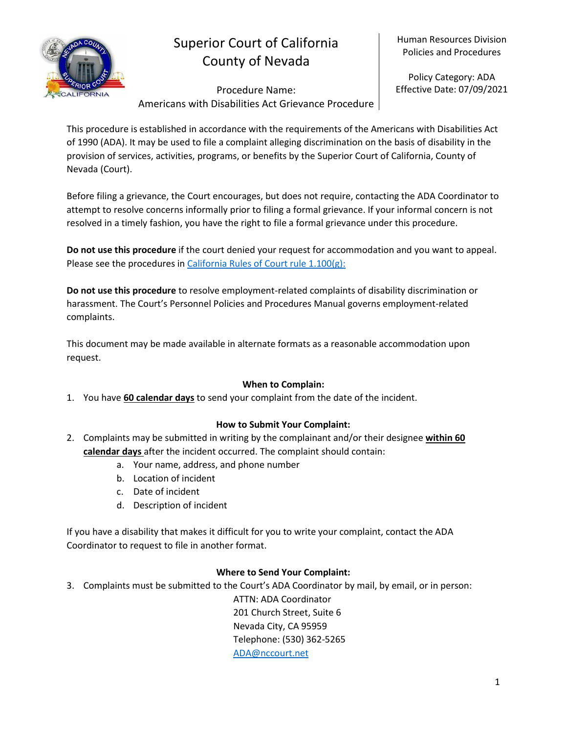# Superior Court of California County of Nevada

Human Resources Division
Policies and Procedures

Policy Category: ADA
Effective Date: 07/09/2021

Procedure Name:
Americans with Disabilities Act Grievance Procedure

This procedure is established in accordance with the requirements of the Americans with Disabilities Act of 1990 (ADA). It may be used to file a complaint alleging discrimination on the basis of disability in the provision of services, activities, programs, or benefits by the Superior Court of California, County of Nevada (Court).

Before filing a grievance, the Court encourages, but does not require, contacting the ADA Coordinator to attempt to resolve concerns informally prior to filing a formal grievance. If your informal concern is not resolved in a timely fashion, you have the right to file a formal grievance under this procedure.

**Do not use this procedure** if the court denied your request for accommodation and you want to appeal. Please see the procedures in California Rules of Court rule 1.100(g):

**Do not use this procedure** to resolve employment-related complaints of disability discrimination or harassment. The Court's Personnel Policies and Procedures Manual governs employment-related complaints.

This document may be made available in alternate formats as a reasonable accommodation upon request.

### When to Complain:

1. You have **60 calendar days** to send your complaint from the date of the incident.

### How to Submit Your Complaint:

2. Complaints may be submitted in writing by the complainant and/or their designee **within 60 calendar days** after the incident occurred. The complaint should contain:
   a. Your name, address, and phone number
   b. Location of incident
   c. Date of incident
   d. Description of incident

If you have a disability that makes it difficult for you to write your complaint, contact the ADA Coordinator to request to file in another format.

### Where to Send Your Complaint:

3. Complaints must be submitted to the Court's ADA Coordinator by mail, by email, or in person:

   ATTN: ADA Coordinator
   201 Church Street, Suite 6
   Nevada City, CA 95959
   Telephone: (530) 362-5265
   ADA@nccourt.net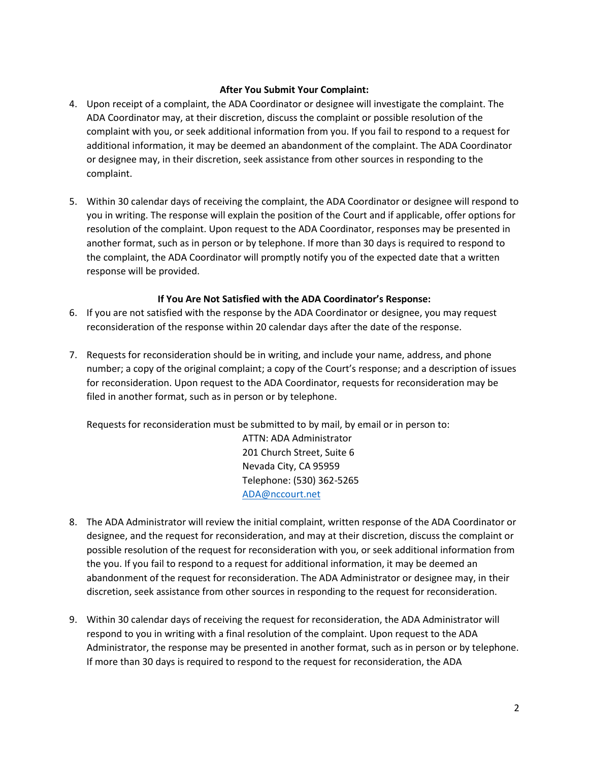**After You Submit Your Complaint:**

4. Upon receipt of a complaint, the ADA Coordinator or designee will investigate the complaint. The ADA Coordinator may, at their discretion, discuss the complaint or possible resolution of the complaint with you, or seek additional information from you. If you fail to respond to a request for additional information, it may be deemed an abandonment of the complaint. The ADA Coordinator or designee may, in their discretion, seek assistance from other sources in responding to the complaint.

5. Within 30 calendar days of receiving the complaint, the ADA Coordinator or designee will respond to you in writing. The response will explain the position of the Court and if applicable, offer options for resolution of the complaint. Upon request to the ADA Coordinator, responses may be presented in another format, such as in person or by telephone. If more than 30 days is required to respond to the complaint, the ADA Coordinator will promptly notify you of the expected date that a written response will be provided.

**If You Are Not Satisfied with the ADA Coordinator's Response:**

6. If you are not satisfied with the response by the ADA Coordinator or designee, you may request reconsideration of the response within 20 calendar days after the date of the response.

7. Requests for reconsideration should be in writing, and include your name, address, and phone number; a copy of the original complaint; a copy of the Court's response; and a description of issues for reconsideration. Upon request to the ADA Coordinator, requests for reconsideration may be filed in another format, such as in person or by telephone.

   Requests for reconsideration must be submitted to by mail, by email or in person to:

   ATTN: ADA Administrator
   201 Church Street, Suite 6
   Nevada City, CA 95959
   Telephone: (530) 362-5265
   ADA@nccourt.net

8. The ADA Administrator will review the initial complaint, written response of the ADA Coordinator or designee, and the request for reconsideration, and may at their discretion, discuss the complaint or possible resolution of the request for reconsideration with you, or seek additional information from the you. If you fail to respond to a request for additional information, it may be deemed an abandonment of the request for reconsideration. The ADA Administrator or designee may, in their discretion, seek assistance from other sources in responding to the request for reconsideration.

9. Within 30 calendar days of receiving the request for reconsideration, the ADA Administrator will respond to you in writing with a final resolution of the complaint. Upon request to the ADA Administrator, the response may be presented in another format, such as in person or by telephone. If more than 30 days is required to respond to the request for reconsideration, the ADA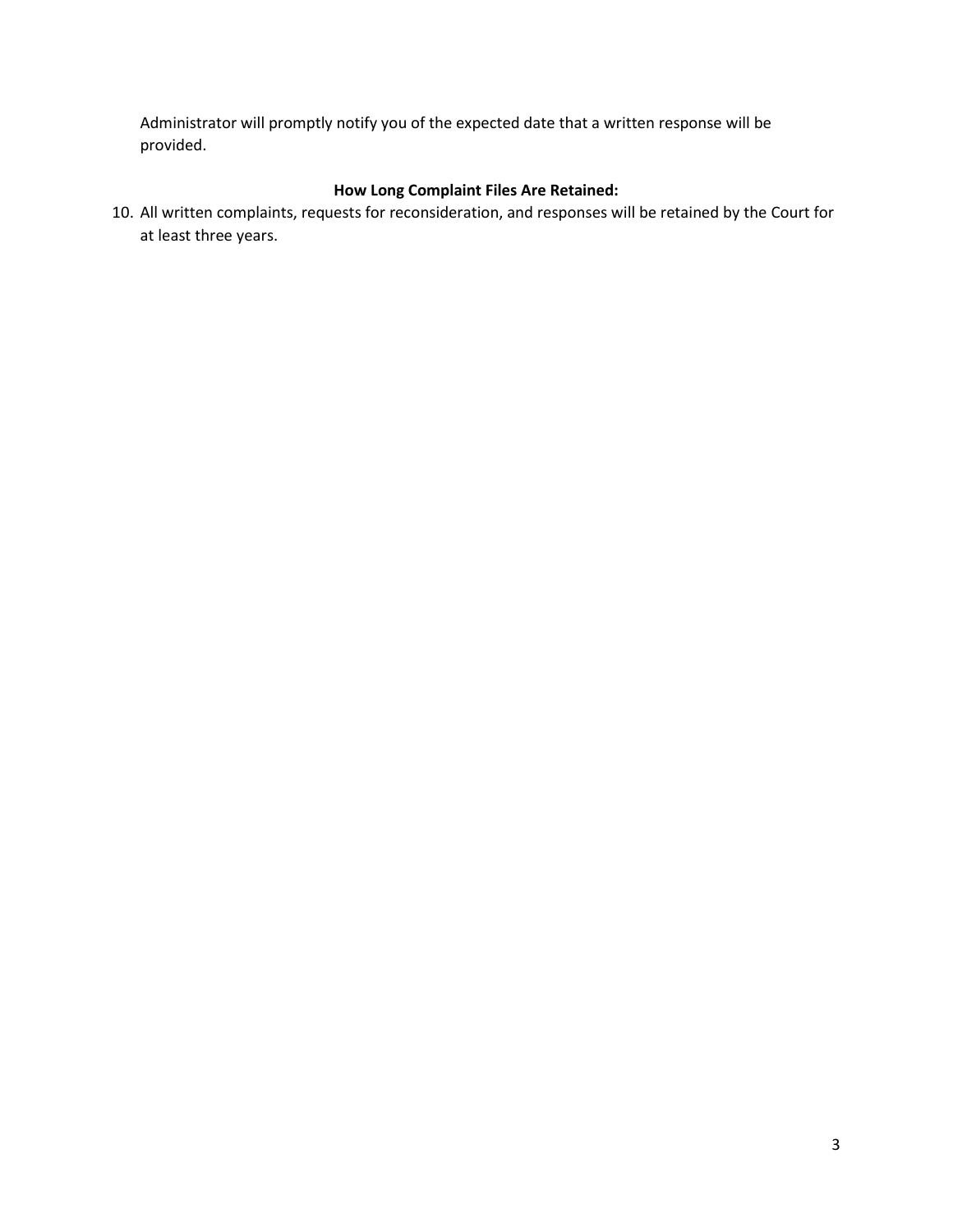Administrator will promptly notify you of the expected date that a written response will be provided.

**How Long Complaint Files Are Retained:**

10. All written complaints, requests for reconsideration, and responses will be retained by the Court for at least three years.